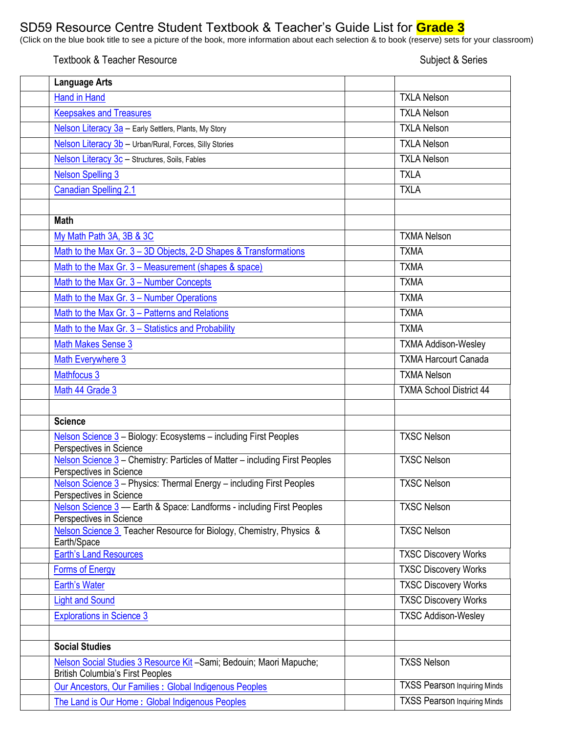# SD59 Resource Centre Student Textbook & Teacher's Guide List for **Grade 3**

(Click on the blue book title to see a picture of the book, more information about each selection & to book (reserve) sets for your classroom)

| | Textbook & Teacher Resource | | Subject & Series |
|---|---|---|---|
| | **Language Arts** | | |
| | Hand in Hand | | TXLA Nelson |
| | Keepsakes and Treasures | | TXLA Nelson |
| | Nelson Literacy 3a – Early Settlers, Plants, My Story | | TXLA Nelson |
| | Nelson Literacy 3b – Urban/Rural, Forces, Silly Stories | | TXLA Nelson |
| | Nelson Literacy 3c – Structures, Soils, Fables | | TXLA Nelson |
| | Nelson Spelling 3 | | TXLA |
| | Canadian Spelling 2.1 | | TXLA |
| | | | |
| | **Math** | | |
| | My Math Path 3A, 3B & 3C | | TXMA Nelson |
| | Math to the Max Gr. 3 – 3D Objects, 2-D Shapes & Transformations | | TXMA |
| | Math to the Max Gr. 3 – Measurement (shapes & space) | | TXMA |
| | Math to the Max Gr. 3 – Number Concepts | | TXMA |
| | Math to the Max Gr. 3 – Number Operations | | TXMA |
| | Math to the Max Gr. 3 – Patterns and Relations | | TXMA |
| | Math to the Max Gr. 3 – Statistics and Probability | | TXMA |
| | Math Makes Sense 3 | | TXMA Addison-Wesley |
| | Math Everywhere 3 | | TXMA Harcourt Canada |
| | Mathfocus 3 | | TXMA Nelson |
| | Math 44 Grade 3 | | TXMA School District 44 |
| | | | |
| | **Science** | | |
| | Nelson Science 3 – Biology: Ecosystems – including First Peoples Perspectives in Science | | TXSC Nelson |
| | Nelson Science 3 – Chemistry: Particles of Matter – including First Peoples Perspectives in Science | | TXSC Nelson |
| | Nelson Science 3 – Physics: Thermal Energy – including First Peoples Perspectives in Science | | TXSC Nelson |
| | Nelson Science 3 — Earth & Space: Landforms - including First Peoples Perspectives in Science | | TXSC Nelson |
| | Nelson Science 3 Teacher Resource for Biology, Chemistry, Physics & Earth/Space | | TXSC Nelson |
| | Earth's Land Resources | | TXSC Discovery Works |
| | Forms of Energy | | TXSC Discovery Works |
| | Earth's Water | | TXSC Discovery Works |
| | Light and Sound | | TXSC Discovery Works |
| | Explorations in Science 3 | | TXSC Addison-Wesley |
| | | | |
| | **Social Studies** | | |
| | Nelson Social Studies 3 Resource Kit –Sami; Bedouin; Maori Mapuche; British Columbia's First Peoples | | TXSS Nelson |
| | Our Ancestors, Our Families : Global Indigenous Peoples | | TXSS Pearson Inquiring Minds |
| | The Land is Our Home : Global Indigenous Peoples | | TXSS Pearson Inquiring Minds |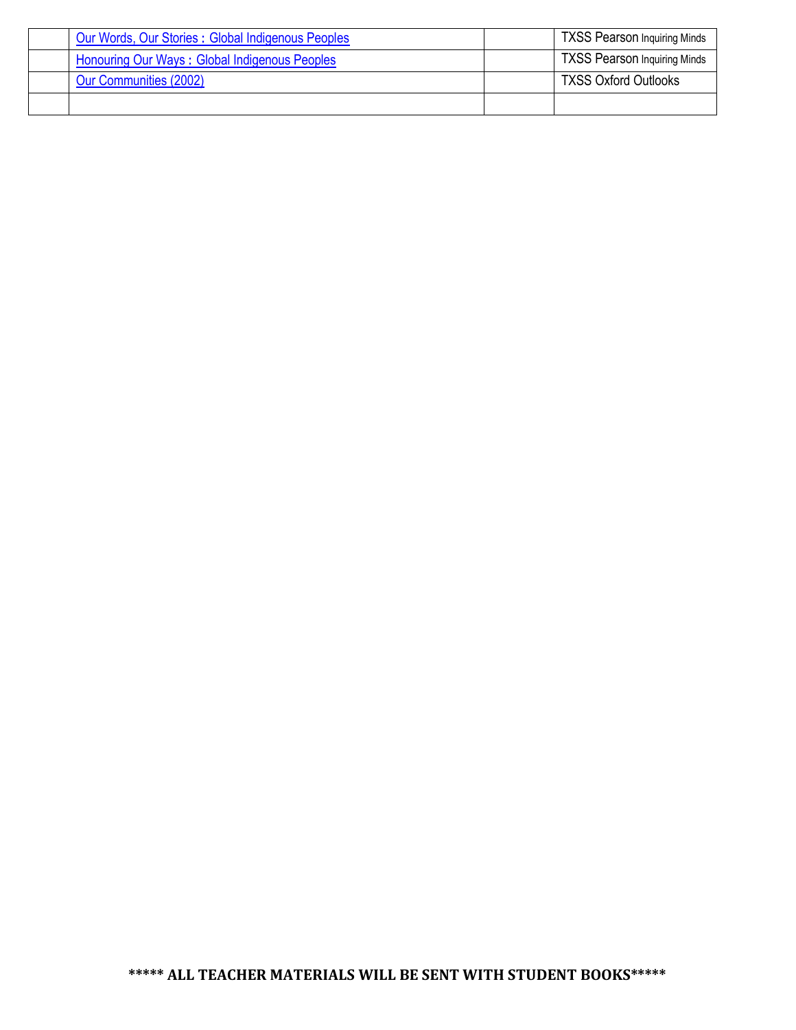| | | | |
|---|---|---|---|
| | Our Words, Our Stories : Global Indigenous Peoples | | TXSS Pearson Inquiring Minds |
| | Honouring Our Ways : Global Indigenous Peoples | | TXSS Pearson Inquiring Minds |
| | Our Communities (2002) | | TXSS Oxford Outlooks |
| | | | |

**\*\*\*\*\* ALL TEACHER MATERIALS WILL BE SENT WITH STUDENT BOOKS\*\*\*\*\***